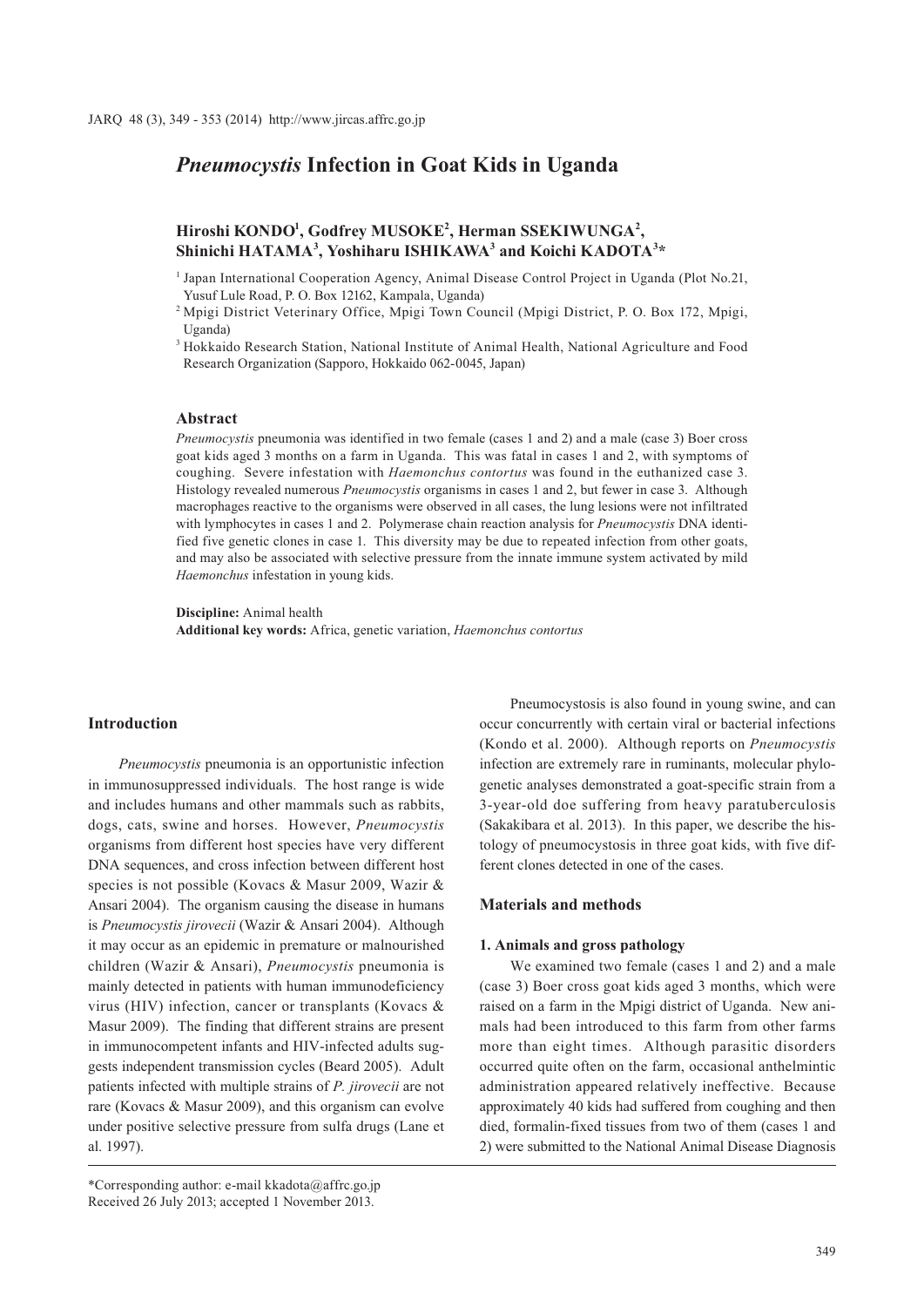# *Pneumocystis* Infection in Goat Kids in Uganda

**Hiroshi KONDO[1], Godfrey MUSOKE[2], Herman SSEKIWUNGA[2], Shinichi HATAMA[3], Yoshiharu ISHIKAWA[3] and Koichi KADOTA[3]***

[1] Japan International Cooperation Agency, Animal Disease Control Project in Uganda (Plot No.21, Yusuf Lule Roakd, P. O. Box 12162, Kampala, Uganda)

[2] Mpigi District Veterinary Office, Mpigi Town Council (Mpigi District, P. O. Box 172, Mpigi, Uganda)

[3] Hokkaido Research Station, National Institute of Animal Health, National Agriculture and Food Research Organization (Sapporo, Hokkaido 062-0045, Japan)

### Abstract

*Pneumocystis* pneumonia was identified in two female (cases 1 and 2) and a male (case 3) Boer cross goat kids aged 3 months on a farm in Uganda. This was fatal in cases 1 and 2, with symptoms of coughing. Severe infestation with *Haemonchus contortus* was found in the euthanized case 3. Histology revealed numerous *Pneumocystis* organisms in cases 1 and 2, but fewer in case 3. Although macrophages reactive to the organisms were observed in all cases, the lung lesions were not infiltrated with lymphocytes in cases 1 and 2. Polymerase chain reaction analysis for *Pneumocystis* DNA identified five genetic clones in case 1. This diversity may be due to repeated infection from other goats, and may also be associated with selective pressure from the innate immune system activated by mild *Haemonchus* infestation in young kids.

**Discipline:** Animal health

**Additional key words:** Africa, genetic variation, *Haemonchus contortus*

## Introduction

*Pneumocystis* pneumonia is an opportunistic infection in immunosuppressed individuals. The host range is wide and includes humans and other mammals such as rabbits, dogs, cats, swine and horses. However, *Pneumocystis* organisms from different host species have very different DNA sequences, and cross infection between different host species is not possible (Kovacs & Masur 2009, Wazir & Ansari 2004). The organism causing the disease in humans is *Pneumocystis jirovecii* (Wazir & Ansari 2004). Although it may occur as an epidemic in premature or malnourished children (Wazir & Ansari), *Pneumocystis* pneumonia is mainly detected in patients with human immunodeficiency virus (HIV) infection, cancer or transplants (Kovacs & Masur 2009). The finding that different strains are present in immunocompetent infants and HIV-infected adults suggests independent transmission cycles (Beard 2005). Adult patients infected with multiple strains of *P. jirovecii* are not rare (Kovacs & Masur 2009), and this organism can evolve under positive selective pressure from sulfa drugs (Lane et al. 1997).

Pneumocystosis is also found in young swine, and can occur concurrently with certain viral or bacterial infections (Kondo et al. 2000). Although reports on *Pneumocystis* infection are extremely rare in ruminants, molecular phylogenetic analyses demonstrated a goat-specific strain from a 3-year-old doe suffering from heavy paratuberculosis (Sakakibara et al. 2013). In this paper, we describe the histology of pneumocystosis in three goat kids, with five different clones detected in one of the cases.

## Materials and methods

### 1. Animals and gross pathology

We examined two female (cases 1 and 2) and a male (case 3) Boer cross goat kids aged 3 months, which were raised on a farm in the Mpigi district of Uganda. New animals had been introduced to this farm from other farms more than eight times. Although parasitic disorders occurred quite often on the farm, occasional anthelmintic administration appeared relatively ineffective. Because approximately 40 kids had suffered from coughing and then died, formalin-fixed tissues from two of them (cases 1 and 2) were submitted to the National Animal Disease Diagnosis

*Corresponding author: e-mail kkadota@affrc.go.jp

Received 26 July 2013; accepted 1 November 2013.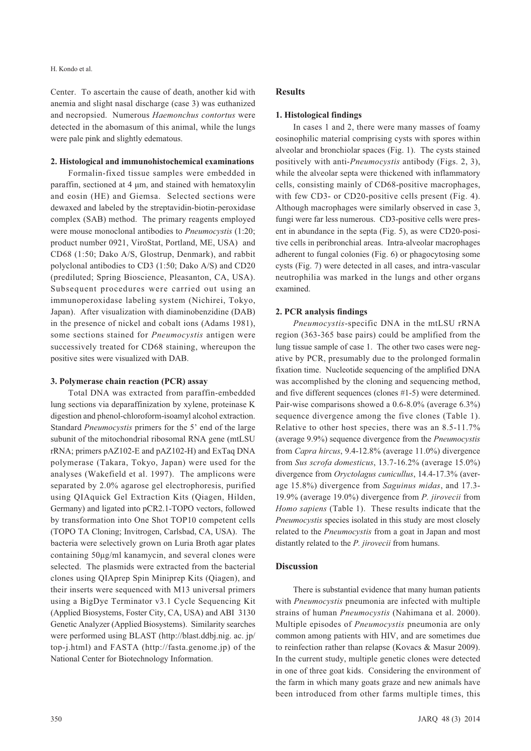Center. To ascertain the cause of death, another kid with anemia and slight nasal discharge (case 3) was euthanized and necropsied. Numerous *Haemonchus contortus* were detected in the abomasum of this animal, while the lungs were pale pink and slightly edematous.

### 2. Histological and immunohistochemical examinations

Formalin-fixed tissue samples were embedded in paraffin, sectioned at 4 μm, and stained with hematoxylin and eosin (HE) and Giemsa. Selected sections were dewaxed and labeled by the streptavidin-biotin-peroxidase complex (SAB) method. The primary reagents employed were mouse monoclonal antibodies to *Pneumocystis* (1:20; product number 0921, ViroStat, Portland, ME, USA) and CD68 (1:50; Dako A/S, Glostrup, Denmark), and rabbit polyclonal antibodies to CD3 (1:50; Dako A/S) and CD20 (prediluted; Spring Bioscience, Pleasanton, CA, USA). Subsequent procedures were carried out using an immunoperoxidase labeling system (Nichirei, Tokyo, Japan). After visualization with diaminobenzidine (DAB) in the presence of nickel and cobalt ions (Adams 1981), some sections stained for *Pneumocystis* antigen were successively treated for CD68 staining, whereupon the positive sites were visualized with DAB.

### 3. Polymerase chain reaction (PCR) assay

Total DNA was extracted from paraffin-embedded lung sections via deparaffinization by xylene, proteinase K digestion and phenol-chloroform-isoamyl alcohol extraction. Standard *Pneumocystis* primers for the 5' end of the large subunit of the mitochondrial ribosomal RNA gene (mtLSU rRNA; primers pAZ102-E and pAZ102-H) and ExTaq DNA polymerase (Takara, Tokyo, Japan) were used for the analyses (Wakefield et al. 1997). The amplicons were separated by 2.0% agarose gel electrophoresis, purified using QIAquick Gel Extraction Kits (Qiagen, Hilden, Germany) and ligated into pCR2.1-TOPO vectors, followed by transformation into One Shot TOP10 competent cells (TOPO TA Cloning; Invitrogen, Carlsbad, CA, USA). The bacteria were selectively grown on Luria Broth agar plates containing 50μg/ml kanamycin, and several clones were selected. The plasmids were extracted from the bacterial clones using QIAprep Spin Miniprep Kits (Qiagen), and their inserts were sequenced with M13 universal primers using a BigDye Terminator v3.1 Cycle Sequencing Kit (Applied Biosystems, Foster City, CA, USA) and ABI 3130 Genetic Analyzer (Applied Biosystems). Similarity searches were performed using BLAST (http://blast.ddbj.nig. ac. jp/ top-j.html) and FASTA (http://fasta.genome.jp) of the National Center for Biotechnology Information.

## Results

### 1. Histological findings

In cases 1 and 2, there were many masses of foamy eosinophilic material comprising cysts with spores within alveolar and bronchiolar spaces (Fig. 1). The cysts stained positively with anti-*Pneumocystis* antibody (Figs. 2, 3), while the alveolar septa were thickened with inflammatory cells, consisting mainly of CD68-positive macrophages, with few CD3- or CD20-positive cells present (Fig. 4). Although macrophages were similarly observed in case 3, fungi were far less numerous. CD3-positive cells were present in abundance in the septa (Fig. 5), as were CD20-positive cells in peribronchial areas. Intra-alveolar macrophages adherent to fungal colonies (Fig. 6) or phagocytosing some cysts (Fig. 7) were detected in all cases, and intra-vascular neutrophilia was marked in the lungs and other organs examined.

### 2. PCR analysis findings

*Pneumocystis*-specific DNA in the mtLSU rRNA region (363-365 base pairs) could be amplified from the lung tissue sample of case 1. The other two cases were negative by PCR, presumably due to the prolonged formalin fixation time. Nucleotide sequencing of the amplified DNA was accomplished by the cloning and sequencing method, and five different sequences (clones #1-5) were determined. Pair-wise comparisons showed a 0.6-8.0% (average 6.3%) sequence divergence among the five clones (Table 1). Relative to other host species, there was an 8.5-11.7% (average 9.9%) sequence divergence from the *Pneumocystis* from *Capra hircus*, 9.4-12.8% (average 11.0%) divergence from *Sus scrofa domesticus*, 13.7-16.2% (average 15.0%) divergence from *Oryctolagus cunicullus*, 14.4-17.3% (average 15.8%) divergence from *Saguinus midas*, and 17.3-19.9% (average 19.0%) divergence from *P. jirovecii* from *Homo sapiens* (Table 1). These results indicate that the *Pneumocystis* species isolated in this study are most closely related to the *Pneumocystis* from a goat in Japan and most distantly related to the *P. jirovecii* from humans.

## Discussion

There is substantial evidence that many human patients with *Pneumocystis* pneumonia are infected with multiple strains of human *Pneumocystis* (Nahimana et al. 2000). Multiple episodes of *Pneumocystis* pneumonia are only common among patients with HIV, and are sometimes due to reinfection rather than relapse (Kovacs & Masur 2009). In the current study, multiple genetic clones were detected in one of three goat kids. Considering the environment of the farm in which many goats graze and new animals have been introduced from other farms multiple times, this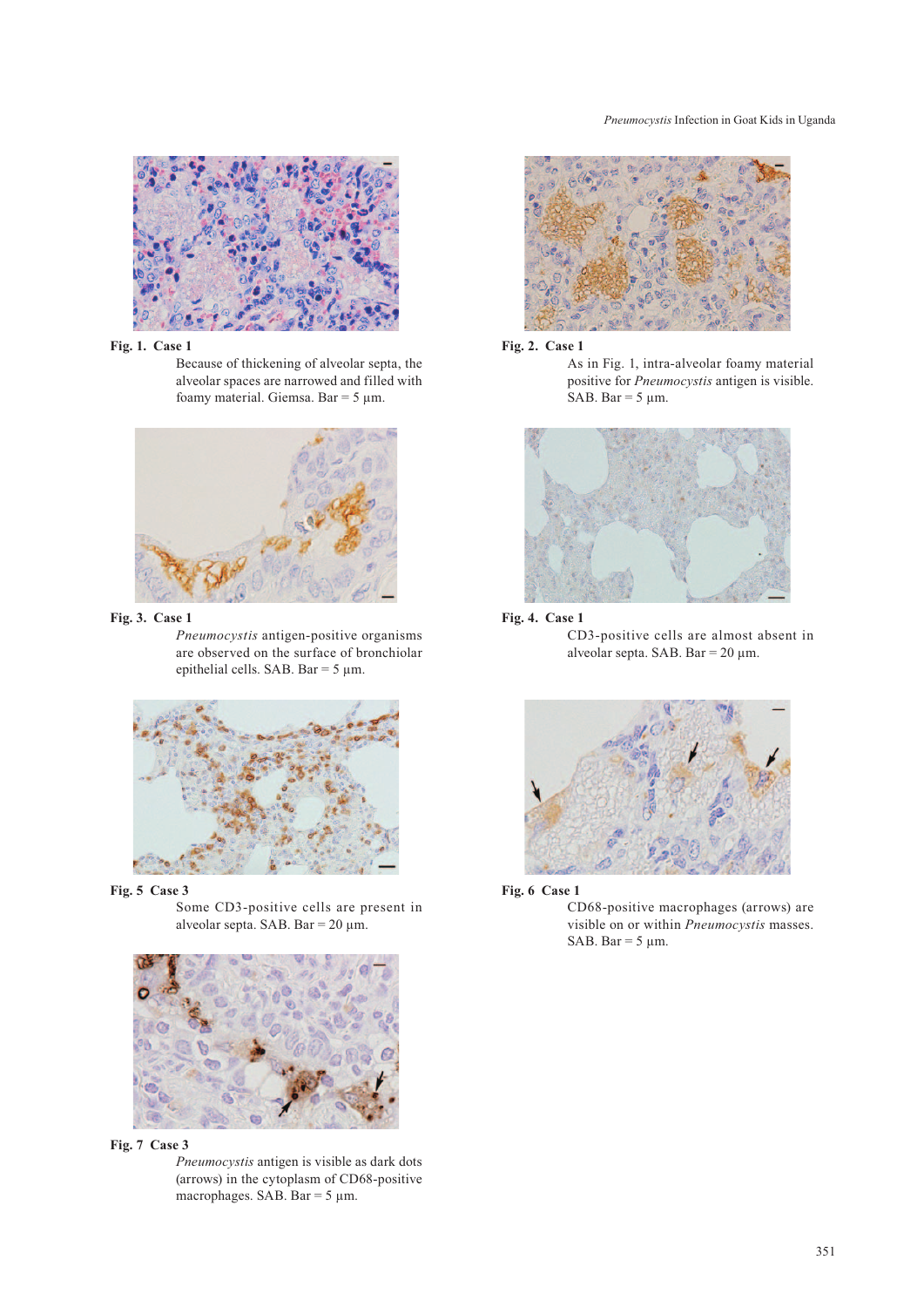**Fig. 1. Case 1**
Because of thickening of alveolar septa, the alveolar spaces are narrowed and filled with foamy material. Giemsa. Bar = 5 µm.

**Fig. 2. Case 1**
As in Fig. 1, intra-alveolar foamy material positive for *Pneumocystis* antigen is visible. SAB. Bar = 5 µm.

**Fig. 3. Case 1**
*Pneumocystis* antigen-positive organisms are observed on the surface of bronchiolar epithelial cells. SAB. Bar = 5 µm.

**Fig. 4. Case 1**
CD3-positive cells are almost absent in alveolar septa. SAB. Bar = 20 µm.

**Fig. 5 Case 3**
Some CD3-positive cells are present in alveolar septa. SAB. Bar = 20 µm.

**Fig. 6 Case 1**
CD68-positive macrophages (arrows) are visible on or within *Pneumocystis* masses. SAB. Bar = 5 µm.

**Fig. 7 Case 3**
*Pneumocystis* antigen is visible as dark dots (arrows) in the cytoplasm of CD68-positive macrophages. SAB. Bar = 5 µm.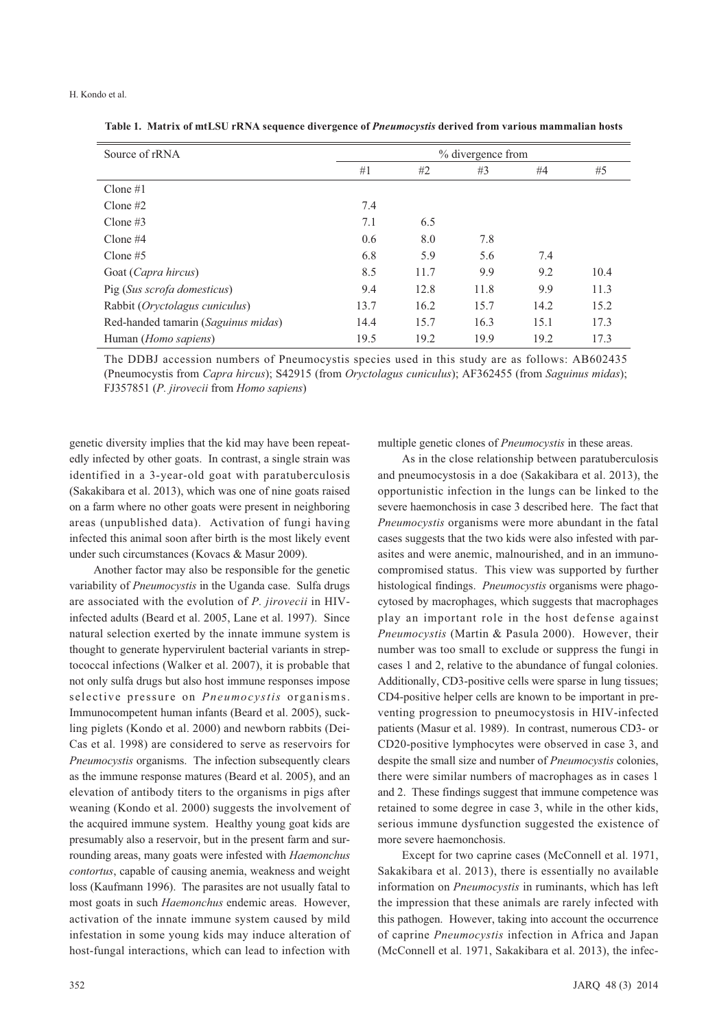**Table 1. Matrix of mtLSU rRNA sequence divergence of *Pneumocystis* derived from various mammalian hosts**

| Source of rRNA | % divergence from | | | | |
|---|---|---|---|---|---|
| | #1 | #2 | #3 | #4 | #5 |
| Clone #1 | | | | | |
| Clone #2 | 7.4 | | | | |
| Clone #3 | 7.1 | 6.5 | | | |
| Clone #4 | 0.6 | 8.0 | 7.8 | | |
| Clone #5 | 6.8 | 5.9 | 5.6 | 7.4 | |
| Goat (*Capra hircus*) | 8.5 | 11.7 | 9.9 | 9.2 | 10.4 |
| Pig (*Sus scrofa domesticus*) | 9.4 | 12.8 | 11.8 | 9.9 | 11.3 |
| Rabbit (*Oryctolagus cuniculus*) | 13.7 | 16.2 | 15.7 | 14.2 | 15.2 |
| Red-handed tamarin (*Saguinus midas*) | 14.4 | 15.7 | 16.3 | 15.1 | 17.3 |
| Human (*Homo sapiens*) | 19.5 | 19.2 | 19.9 | 19.2 | 17.3 |

The DDBJ accession numbers of Pneumocystis species used in this study are as follows: AB602435 (Pneumocystis from *Capra hircus*); S42915 (from *Oryctolagus cuniculus*); AF362455 (from *Saguinus midas*); FJ357851 (*P. jirovecii* from *Homo sapiens*)

genetic diversity implies that the kid may have been repeatedly infected by other goats. In contrast, a single strain was identified in a 3-year-old goat with paratuberculosis (Sakakibara et al. 2013), which was one of nine goats raised on a farm where no other goats were present in neighboring areas (unpublished data). Activation of fungi having infected this animal soon after birth is the most likely event under such circumstances (Kovacs & Masur 2009).

Another factor may also be responsible for the genetic variability of *Pneumocystis* in the Uganda case. Sulfa drugs are associated with the evolution of *P. jirovecii* in HIV-infected adults (Beard et al. 2005, Lane et al. 1997). Since natural selection exerted by the innate immune system is thought to generate hypervirulent bacterial variants in streptococcal infections (Walker et al. 2007), it is probable that not only sulfa drugs but also host immune responses impose selective pressure on *Pneumocystis* organisms. Immunocompetent human infants (Beard et al. 2005), suckling piglets (Kondo et al. 2000) and newborn rabbits (Dei-Cas et al. 1998) are considered to serve as reservoirs for *Pneumocystis* organisms. The infection subsequently clears as the immune response matures (Beard et al. 2005), and an elevation of antibody titers to the organisms in pigs after weaning (Kondo et al. 2000) suggests the involvement of the acquired immune system. Healthy young goat kids are presumably also a reservoir, but in the present farm and surrounding areas, many goats were infested with *Haemonchus contortus*, capable of causing anemia, weakness and weight loss (Kaufmann 1996). The parasites are not usually fatal to most goats in such *Haemonchus* endemic areas. However, activation of the innate immune system caused by mild infestation in some young kids may induce alteration of host-fungal interactions, which can lead to infection with multiple genetic clones of *Pneumocystis* in these areas.

As in the close relationship between paratuberculosis and pneumocystosis in a doe (Sakakibara et al. 2013), the opportunistic infection in the lungs can be linked to the severe haemonchosis in case 3 described here. The fact that *Pneumocystis* organisms were more abundant in the fatal cases suggests that the two kids were also infested with parasites and were anemic, malnourished, and in an immunocompromised status. This view was supported by further histological findings. *Pneumocystis* organisms were phagocytosed by macrophages, which suggests that macrophages play an important role in the host defense against *Pneumocystis* (Martin & Pasula 2000). However, their number was too small to exclude or suppress the fungi in cases 1 and 2, relative to the abundance of fungal colonies. Additionally, CD3-positive cells were sparse in lung tissues; CD4-positive helper cells are known to be important in preventing progression to pneumocystosis in HIV-infected patients (Masur et al. 1989). In contrast, numerous CD3- or CD20-positive lymphocytes were observed in case 3, and despite the small size and number of *Pneumocystis* colonies, there were similar numbers of macrophages as in cases 1 and 2. These findings suggest that immune competence was retained to some degree in case 3, while in the other kids, serious immune dysfunction suggested the existence of more severe haemonchosis.

Except for two caprine cases (McConnell et al. 1971, Sakakibara et al. 2013), there is essentially no available information on *Pneumocystis* in ruminants, which has left the impression that these animals are rarely infected with this pathogen. However, taking into account the occurrence of caprine *Pneumocystis* infection in Africa and Japan (McConnell et al. 1971, Sakakibara et al. 2013), the infec-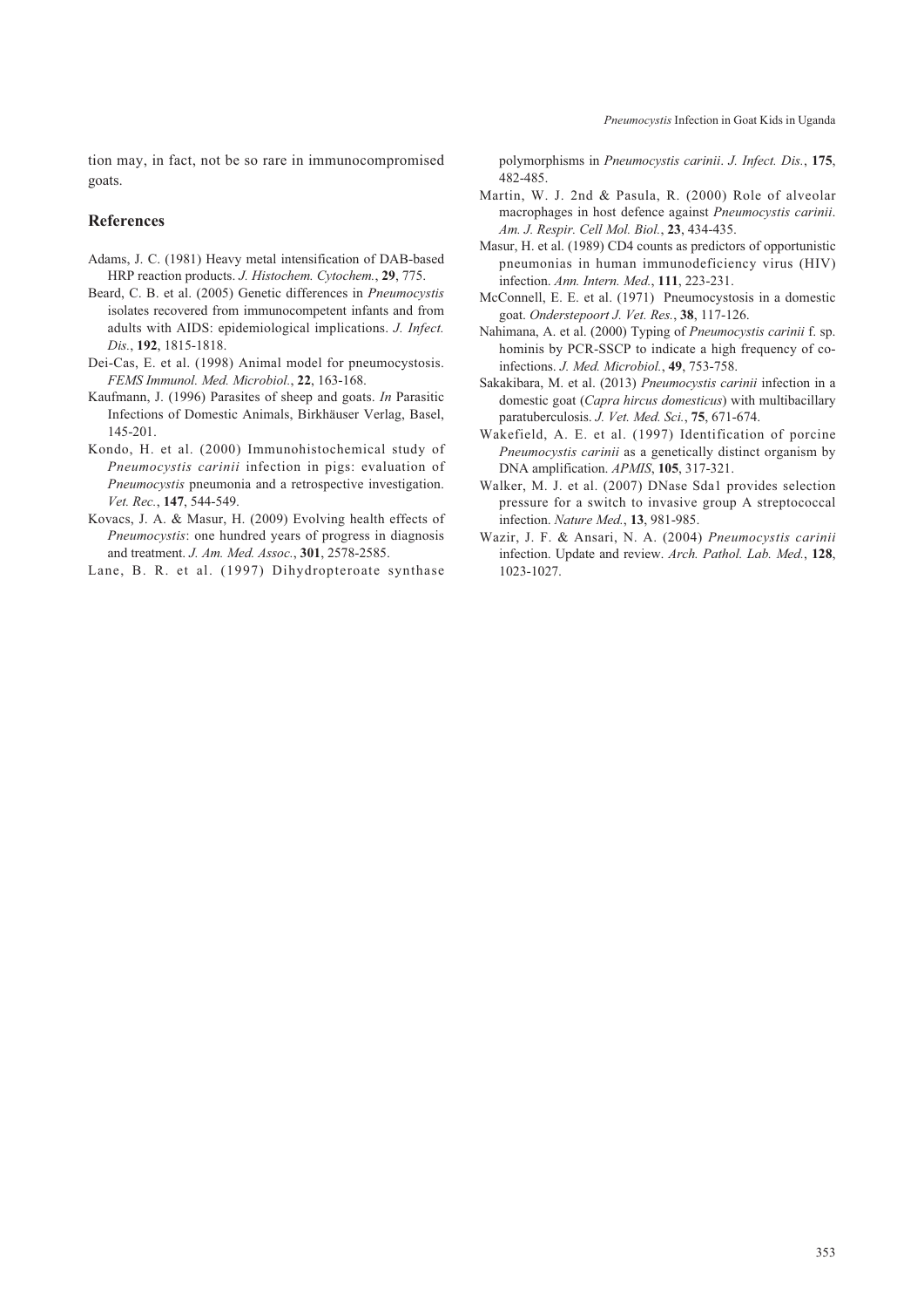tion may, in fact, not be so rare in immunocompromised goats.

## References

Adams, J. C. (1981) Heavy metal intensification of DAB-based HRP reaction products. *J. Histochem. Cytochem.*, **29**, 775.

Beard, C. B. et al. (2005) Genetic differences in *Pneumocystis* isolates recovered from immunocompetent infants and from adults with AIDS: epidemiological implications. *J. Infect. Dis.*, **192**, 1815-1818.

Dei-Cas, E. et al. (1998) Animal model for pneumocystosis. *FEMS Immunol. Med. Microbiol.*, **22**, 163-168.

Kaufmann, J. (1996) Parasites of sheep and goats. *In* Parasitic Infections of Domestic Animals, Birkhäuser Verlag, Basel, 145-201.

Kondo, H. et al. (2000) Immunohistochemical study of *Pneumocystis carinii* infection in pigs: evaluation of *Pneumocystis* pneumonia and a retrospective investigation. *Vet. Rec.*, **147**, 544-549.

Kovacs, J. A. & Masur, H. (2009) Evolving health effects of *Pneumocystis*: one hundred years of progress in diagnosis and treatment. *J. Am. Med. Assoc.*, **301**, 2578-2585.

Lane, B. R. et al. (1997) Dihydropteroate synthase polymorphisms in *Pneumocystis carinii*. *J. Infect. Dis.*, **175**, 482-485.

Martin, W. J. 2nd & Pasula, R. (2000) Role of alveolar macrophages in host defence against *Pneumocystis carinii*. *Am. J. Respir. Cell Mol. Biol.*, **23**, 434-435.

Masur, H. et al. (1989) CD4 counts as predictors of opportunistic pneumonias in human immunodeficiency virus (HIV) infection. *Ann. Intern. Med.*, **111**, 223-231.

McConnell, E. E. et al. (1971) Pneumocystosis in a domestic goat. *Onderstepoort J. Vet. Res.*, **38**, 117-126.

Nahimana, A. et al. (2000) Typing of *Pneumocystis carinii* f. sp. hominis by PCR-SSCP to indicate a high frequency of co-infections. *J. Med. Microbiol.*, **49**, 753-758.

Sakakibara, M. et al. (2013) *Pneumocystis carinii* infection in a domestic goat (*Capra hircus domesticus*) with multibacillary paratuberculosis. *J. Vet. Med. Sci.*, **75**, 671-674.

Wakefield, A. E. et al. (1997) Identification of porcine *Pneumocystis carinii* as a genetically distinct organism by DNA amplification. *APMIS*, **105**, 317-321.

Walker, M. J. et al. (2007) DNase Sda1 provides selection pressure for a switch to invasive group A streptococcal infection. *Nature Med.*, **13**, 981-985.

Wazir, J. F. & Ansari, N. A. (2004) *Pneumocystis carinii* infection. Update and review. *Arch. Pathol. Lab. Med.*, **128**, 1023-1027.